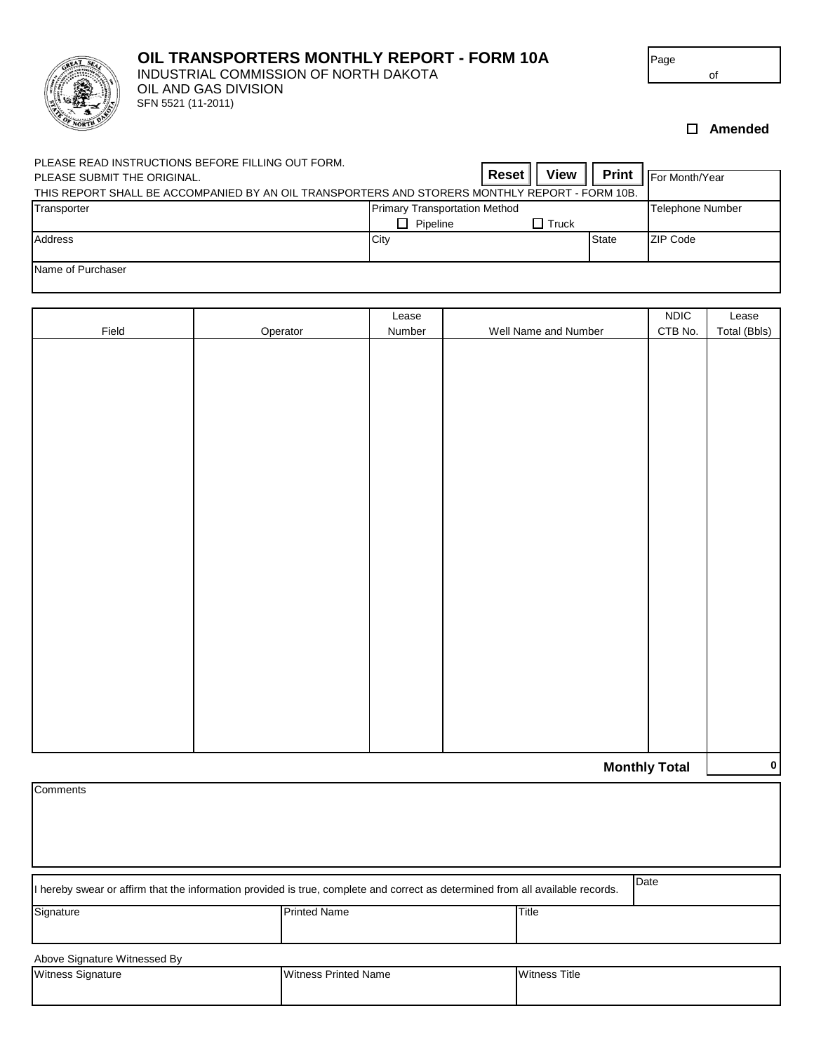# OIL TRANSPORTERS MONTHLY REPORT - FORM 10A

INDUSTRIAL COMMISSION OF NORTH DAKOTA
OIL AND GAS DIVISION
SFN 5521 (11-2011)

Page of

☐ **Amended**

PLEASE READ INSTRUCTIONS BEFORE FILLING OUT FORM.
PLEASE SUBMIT THE ORIGINAL.
THIS REPORT SHALL BE ACCOMPANIED BY AN OIL TRANSPORTERS AND STORERS MONTHLY REPORT - FORM 10B.

**Reset** **View** **Print**

| For Month/Year | | | |
|---|---|---|---|
| Transporter | Primary Transportation Method<br>☐ Pipeline ☐ Truck | | Telephone Number |
| Address | City | State | ZIP Code |
| Name of Purchaser | | | |

| Field | Operator | Lease Number | Well Name and Number | NDIC CTB No. | Lease Total (Bbls) |
|---|---|---|---|---|---|
| | | | | | |

**Monthly Total** 0

| Comments |
|---|
| |

| I hereby swear or affirm that the information provided is true, complete and correct as determined from all available records. | | Date |
|---|---|---|
| Signature | Printed Name | Title |

Above Signature Witnessed By

| Witness Signature | Witness Printed Name | Witness Title |
|---|---|---|
| | | |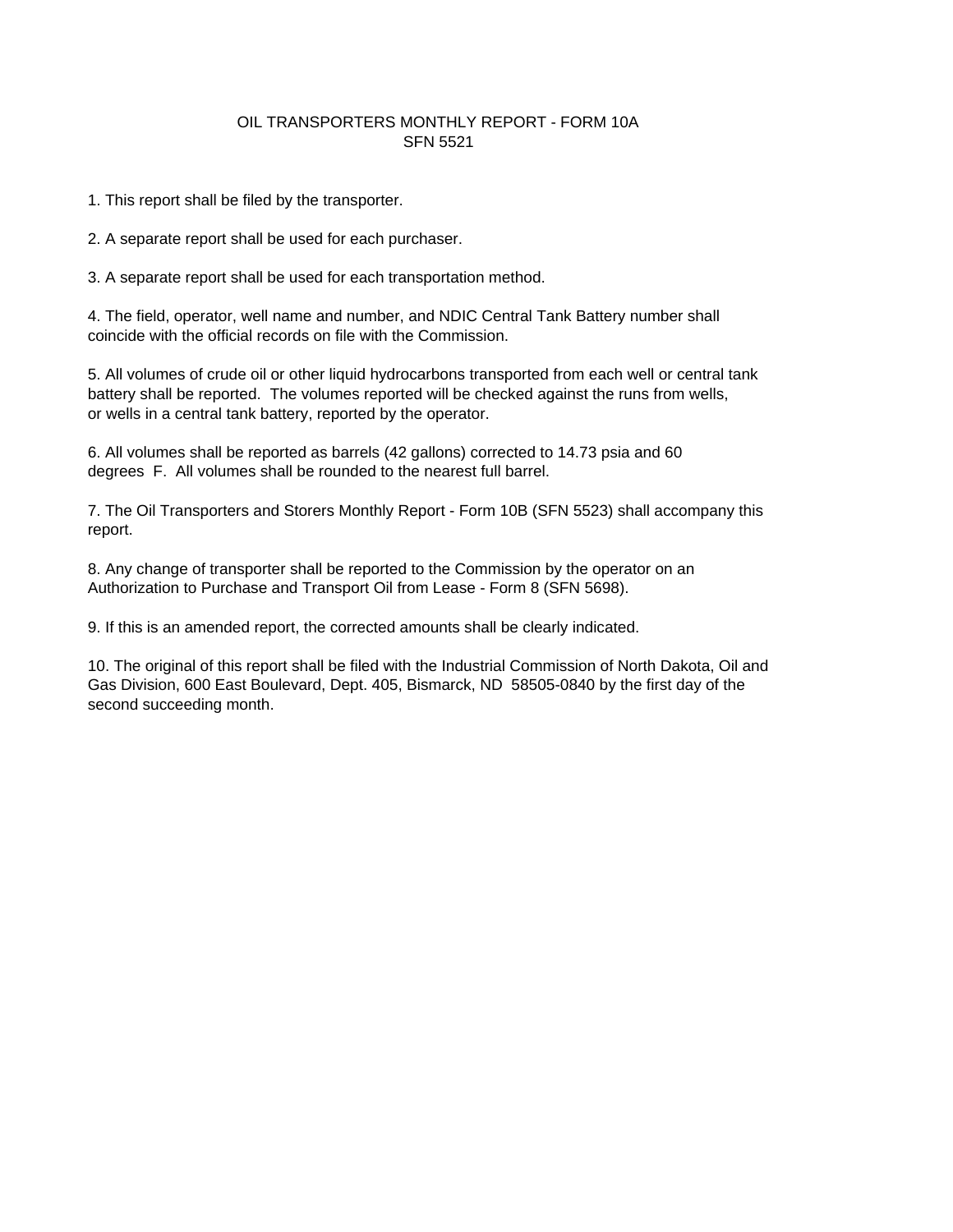# OIL TRANSPORTERS MONTHLY REPORT - FORM 10A
## SFN 5521

1. This report shall be filed by the transporter.

2. A separate report shall be used for each purchaser.

3. A separate report shall be used for each transportation method.

4. The field, operator, well name and number, and NDIC Central Tank Battery number shall coincide with the official records on file with the Commission.

5. All volumes of crude oil or other liquid hydrocarbons transported from each well or central tank battery shall be reported. The volumes reported will be checked against the runs from wells, or wells in a central tank battery, reported by the operator.

6. All volumes shall be reported as barrels (42 gallons) corrected to 14.73 psia and 60 degrees F. All volumes shall be rounded to the nearest full barrel.

7. The Oil Transporters and Storers Monthly Report - Form 10B (SFN 5523) shall accompany this report.

8. Any change of transporter shall be reported to the Commission by the operator on an Authorization to Purchase and Transport Oil from Lease - Form 8 (SFN 5698).

9. If this is an amended report, the corrected amounts shall be clearly indicated.

10. The original of this report shall be filed with the Industrial Commission of North Dakota, Oil and Gas Division, 600 East Boulevard, Dept. 405, Bismarck, ND 58505-0840 by the first day of the second succeeding month.